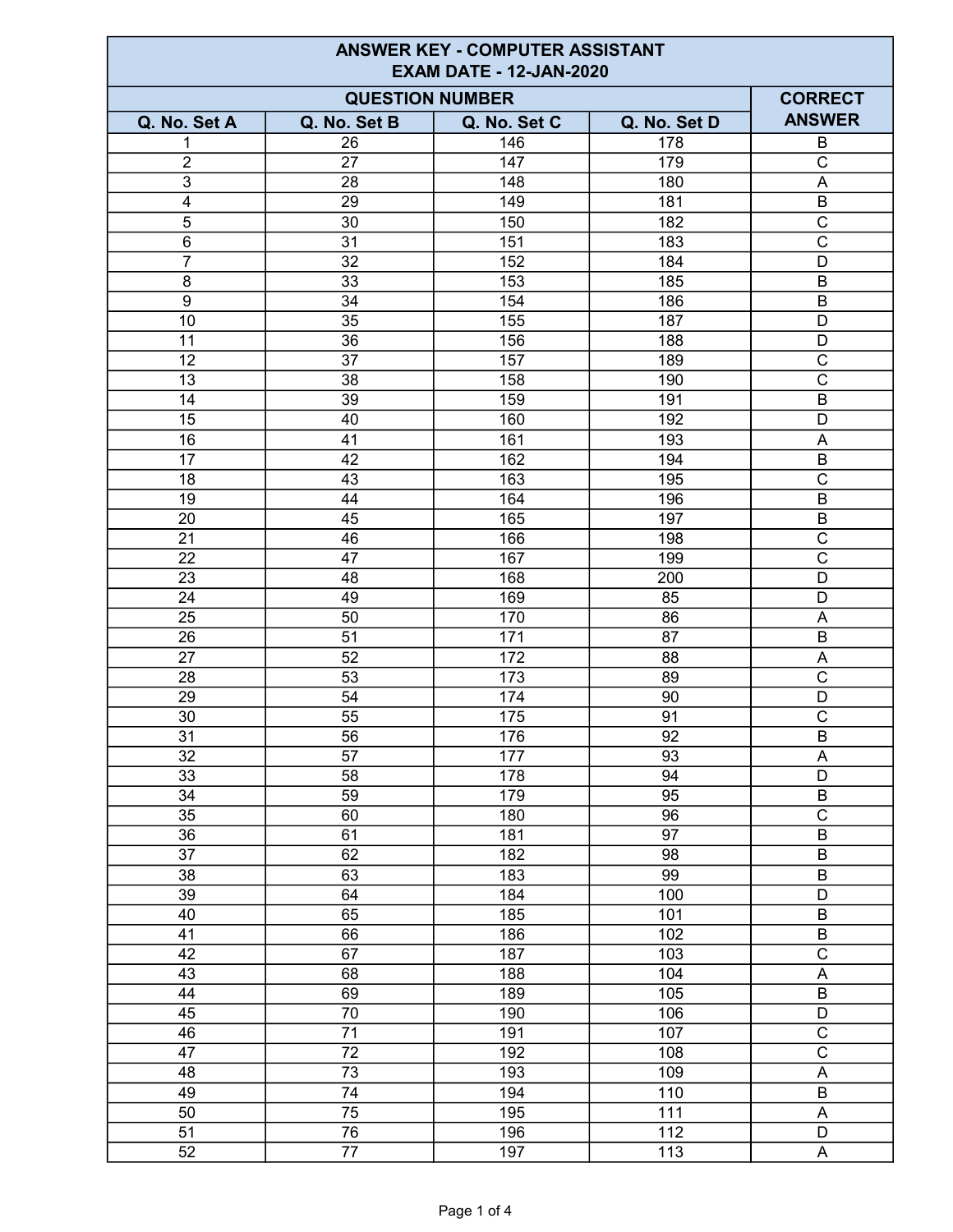# ANSWER KEY - COMPUTER ASSISTANT
## EXAM DATE - 12-JAN-2020

| QUESTION NUMBER | | | | CORRECT ANSWER |
|---|---|---|---|---|
| Q. No. Set A | Q. No. Set B | Q. No. Set C | Q. No. Set D | |
| 1 | 26 | 146 | 178 | B |
| 2 | 27 | 147 | 179 | C |
| 3 | 28 | 148 | 180 | A |
| 4 | 29 | 149 | 181 | B |
| 5 | 30 | 150 | 182 | C |
| 6 | 31 | 151 | 183 | C |
| 7 | 32 | 152 | 184 | D |
| 8 | 33 | 153 | 185 | B |
| 9 | 34 | 154 | 186 | B |
| 10 | 35 | 155 | 187 | D |
| 11 | 36 | 156 | 188 | D |
| 12 | 37 | 157 | 189 | C |
| 13 | 38 | 158 | 190 | C |
| 14 | 39 | 159 | 191 | B |
| 15 | 40 | 160 | 192 | D |
| 16 | 41 | 161 | 193 | A |
| 17 | 42 | 162 | 194 | B |
| 18 | 43 | 163 | 195 | C |
| 19 | 44 | 164 | 196 | B |
| 20 | 45 | 165 | 197 | B |
| 21 | 46 | 166 | 198 | C |
| 22 | 47 | 167 | 199 | C |
| 23 | 48 | 168 | 200 | D |
| 24 | 49 | 169 | 85 | D |
| 25 | 50 | 170 | 86 | A |
| 26 | 51 | 171 | 87 | B |
| 27 | 52 | 172 | 88 | A |
| 28 | 53 | 173 | 89 | C |
| 29 | 54 | 174 | 90 | D |
| 30 | 55 | 175 | 91 | C |
| 31 | 56 | 176 | 92 | B |
| 32 | 57 | 177 | 93 | A |
| 33 | 58 | 178 | 94 | D |
| 34 | 59 | 179 | 95 | B |
| 35 | 60 | 180 | 96 | C |
| 36 | 61 | 181 | 97 | B |
| 37 | 62 | 182 | 98 | B |
| 38 | 63 | 183 | 99 | B |
| 39 | 64 | 184 | 100 | D |
| 40 | 65 | 185 | 101 | B |
| 41 | 66 | 186 | 102 | B |
| 42 | 67 | 187 | 103 | C |
| 43 | 68 | 188 | 104 | A |
| 44 | 69 | 189 | 105 | B |
| 45 | 70 | 190 | 106 | D |
| 46 | 71 | 191 | 107 | C |
| 47 | 72 | 192 | 108 | C |
| 48 | 73 | 193 | 109 | A |
| 49 | 74 | 194 | 110 | B |
| 50 | 75 | 195 | 111 | A |
| 51 | 76 | 196 | 112 | D |
| 52 | 77 | 197 | 113 | A |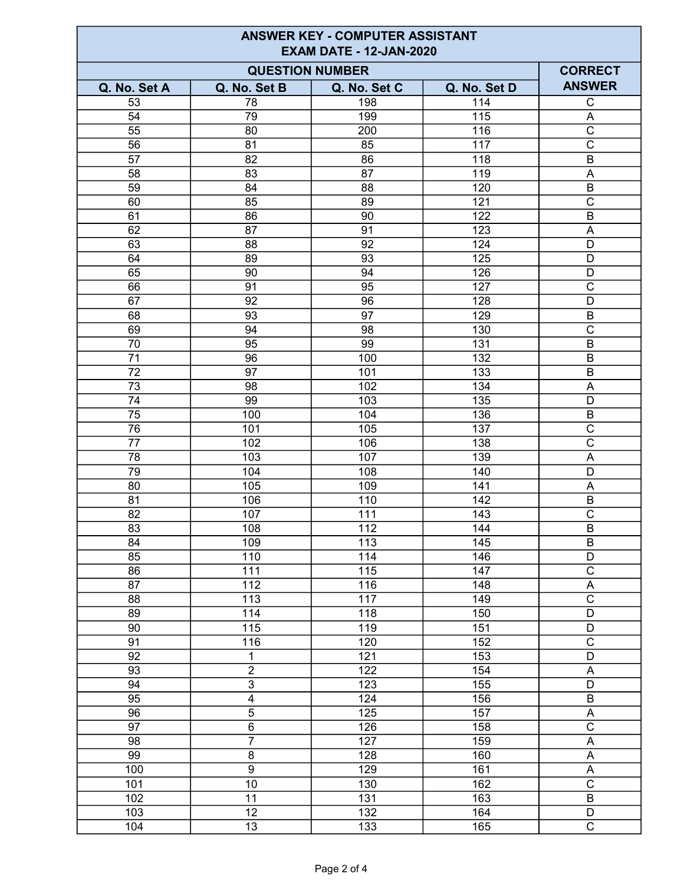| ANSWER KEY - COMPUTER ASSISTANT<br>EXAM DATE - 12-JAN-2020 | | | | |
|---|---|---|---|---|
| QUESTION NUMBER | | | | CORRECT ANSWER |
| Q. No. Set A | Q. No. Set B | Q. No. Set C | Q. No. Set D | |
| 53 | 78 | 198 | 114 | C |
| 54 | 79 | 199 | 115 | A |
| 55 | 80 | 200 | 116 | C |
| 56 | 81 | 85 | 117 | C |
| 57 | 82 | 86 | 118 | B |
| 58 | 83 | 87 | 119 | A |
| 59 | 84 | 88 | 120 | B |
| 60 | 85 | 89 | 121 | C |
| 61 | 86 | 90 | 122 | B |
| 62 | 87 | 91 | 123 | A |
| 63 | 88 | 92 | 124 | D |
| 64 | 89 | 93 | 125 | D |
| 65 | 90 | 94 | 126 | D |
| 66 | 91 | 95 | 127 | C |
| 67 | 92 | 96 | 128 | D |
| 68 | 93 | 97 | 129 | B |
| 69 | 94 | 98 | 130 | C |
| 70 | 95 | 99 | 131 | B |
| 71 | 96 | 100 | 132 | B |
| 72 | 97 | 101 | 133 | B |
| 73 | 98 | 102 | 134 | A |
| 74 | 99 | 103 | 135 | D |
| 75 | 100 | 104 | 136 | B |
| 76 | 101 | 105 | 137 | C |
| 77 | 102 | 106 | 138 | C |
| 78 | 103 | 107 | 139 | A |
| 79 | 104 | 108 | 140 | D |
| 80 | 105 | 109 | 141 | A |
| 81 | 106 | 110 | 142 | B |
| 82 | 107 | 111 | 143 | C |
| 83 | 108 | 112 | 144 | B |
| 84 | 109 | 113 | 145 | B |
| 85 | 110 | 114 | 146 | D |
| 86 | 111 | 115 | 147 | C |
| 87 | 112 | 116 | 148 | A |
| 88 | 113 | 117 | 149 | C |
| 89 | 114 | 118 | 150 | D |
| 90 | 115 | 119 | 151 | D |
| 91 | 116 | 120 | 152 | C |
| 92 | 1 | 121 | 153 | D |
| 93 | 2 | 122 | 154 | A |
| 94 | 3 | 123 | 155 | D |
| 95 | 4 | 124 | 156 | B |
| 96 | 5 | 125 | 157 | A |
| 97 | 6 | 126 | 158 | C |
| 98 | 7 | 127 | 159 | A |
| 99 | 8 | 128 | 160 | A |
| 100 | 9 | 129 | 161 | A |
| 101 | 10 | 130 | 162 | C |
| 102 | 11 | 131 | 163 | B |
| 103 | 12 | 132 | 164 | D |
| 104 | 13 | 133 | 165 | C |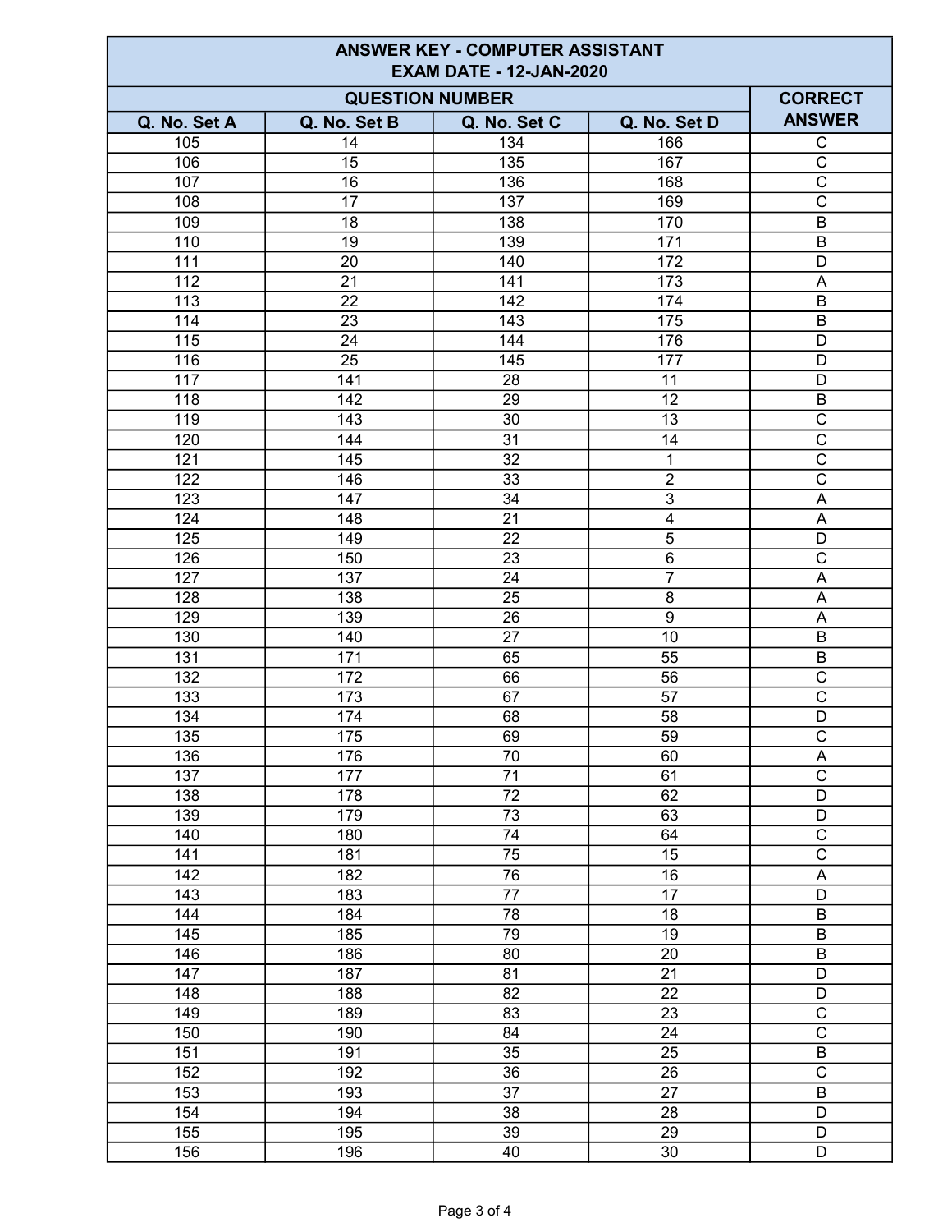| ANSWER KEY - COMPUTER ASSISTANT EXAM DATE - 12-JAN-2020 | | | | |
|---|---|---|---|---|
| QUESTION NUMBER | | | | CORRECT ANSWER |
| Q. No. Set A | Q. No. Set B | Q. No. Set C | Q. No. Set D | |
| 105 | 14 | 134 | 166 | C |
| 106 | 15 | 135 | 167 | C |
| 107 | 16 | 136 | 168 | C |
| 108 | 17 | 137 | 169 | C |
| 109 | 18 | 138 | 170 | B |
| 110 | 19 | 139 | 171 | B |
| 111 | 20 | 140 | 172 | D |
| 112 | 21 | 141 | 173 | A |
| 113 | 22 | 142 | 174 | B |
| 114 | 23 | 143 | 175 | B |
| 115 | 24 | 144 | 176 | D |
| 116 | 25 | 145 | 177 | D |
| 117 | 141 | 28 | 11 | D |
| 118 | 142 | 29 | 12 | B |
| 119 | 143 | 30 | 13 | C |
| 120 | 144 | 31 | 14 | C |
| 121 | 145 | 32 | 1 | C |
| 122 | 146 | 33 | 2 | C |
| 123 | 147 | 34 | 3 | A |
| 124 | 148 | 21 | 4 | A |
| 125 | 149 | 22 | 5 | D |
| 126 | 150 | 23 | 6 | C |
| 127 | 137 | 24 | 7 | A |
| 128 | 138 | 25 | 8 | A |
| 129 | 139 | 26 | 9 | A |
| 130 | 140 | 27 | 10 | B |
| 131 | 171 | 65 | 55 | B |
| 132 | 172 | 66 | 56 | C |
| 133 | 173 | 67 | 57 | C |
| 134 | 174 | 68 | 58 | D |
| 135 | 175 | 69 | 59 | C |
| 136 | 176 | 70 | 60 | A |
| 137 | 177 | 71 | 61 | C |
| 138 | 178 | 72 | 62 | D |
| 139 | 179 | 73 | 63 | D |
| 140 | 180 | 74 | 64 | C |
| 141 | 181 | 75 | 15 | C |
| 142 | 182 | 76 | 16 | A |
| 143 | 183 | 77 | 17 | D |
| 144 | 184 | 78 | 18 | B |
| 145 | 185 | 79 | 19 | B |
| 146 | 186 | 80 | 20 | B |
| 147 | 187 | 81 | 21 | D |
| 148 | 188 | 82 | 22 | D |
| 149 | 189 | 83 | 23 | C |
| 150 | 190 | 84 | 24 | C |
| 151 | 191 | 35 | 25 | B |
| 152 | 192 | 36 | 26 | C |
| 153 | 193 | 37 | 27 | B |
| 154 | 194 | 38 | 28 | D |
| 155 | 195 | 39 | 29 | D |
| 156 | 196 | 40 | 30 | D |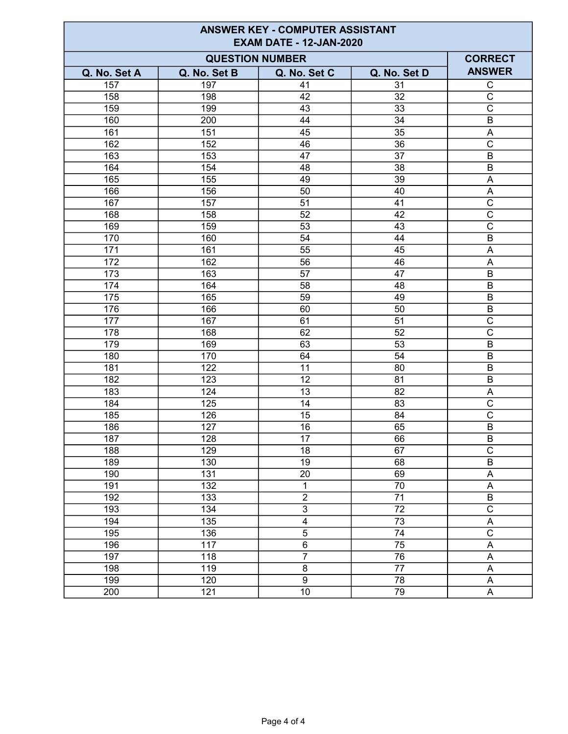| ANSWER KEY - COMPUTER ASSISTANT<br>EXAM DATE - 12-JAN-2020 | | | | |
|---|---|---|---|---|
| QUESTION NUMBER | | | | CORRECT ANSWER |
| Q. No. Set A | Q. No. Set B | Q. No. Set C | Q. No. Set D | |
| 157 | 197 | 41 | 31 | C |
| 158 | 198 | 42 | 32 | C |
| 159 | 199 | 43 | 33 | C |
| 160 | 200 | 44 | 34 | B |
| 161 | 151 | 45 | 35 | A |
| 162 | 152 | 46 | 36 | C |
| 163 | 153 | 47 | 37 | B |
| 164 | 154 | 48 | 38 | B |
| 165 | 155 | 49 | 39 | A |
| 166 | 156 | 50 | 40 | A |
| 167 | 157 | 51 | 41 | C |
| 168 | 158 | 52 | 42 | C |
| 169 | 159 | 53 | 43 | C |
| 170 | 160 | 54 | 44 | B |
| 171 | 161 | 55 | 45 | A |
| 172 | 162 | 56 | 46 | A |
| 173 | 163 | 57 | 47 | B |
| 174 | 164 | 58 | 48 | B |
| 175 | 165 | 59 | 49 | B |
| 176 | 166 | 60 | 50 | B |
| 177 | 167 | 61 | 51 | C |
| 178 | 168 | 62 | 52 | C |
| 179 | 169 | 63 | 53 | B |
| 180 | 170 | 64 | 54 | B |
| 181 | 122 | 11 | 80 | B |
| 182 | 123 | 12 | 81 | B |
| 183 | 124 | 13 | 82 | A |
| 184 | 125 | 14 | 83 | C |
| 185 | 126 | 15 | 84 | C |
| 186 | 127 | 16 | 65 | B |
| 187 | 128 | 17 | 66 | B |
| 188 | 129 | 18 | 67 | C |
| 189 | 130 | 19 | 68 | B |
| 190 | 131 | 20 | 69 | A |
| 191 | 132 | 1 | 70 | A |
| 192 | 133 | 2 | 71 | B |
| 193 | 134 | 3 | 72 | C |
| 194 | 135 | 4 | 73 | A |
| 195 | 136 | 5 | 74 | C |
| 196 | 117 | 6 | 75 | A |
| 197 | 118 | 7 | 76 | A |
| 198 | 119 | 8 | 77 | A |
| 199 | 120 | 9 | 78 | A |
| 200 | 121 | 10 | 79 | A |